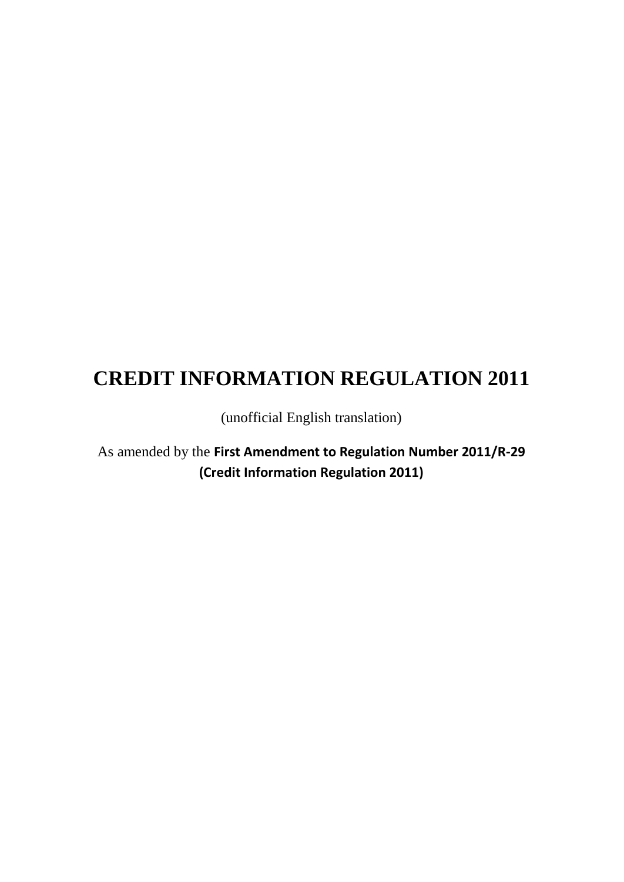# CREDIT INFORMATION REGULATION 2011

(unofficial English translation)

As amended by the **First Amendment to Regulation Number 2011/R-29 (Credit Information Regulation 2011)**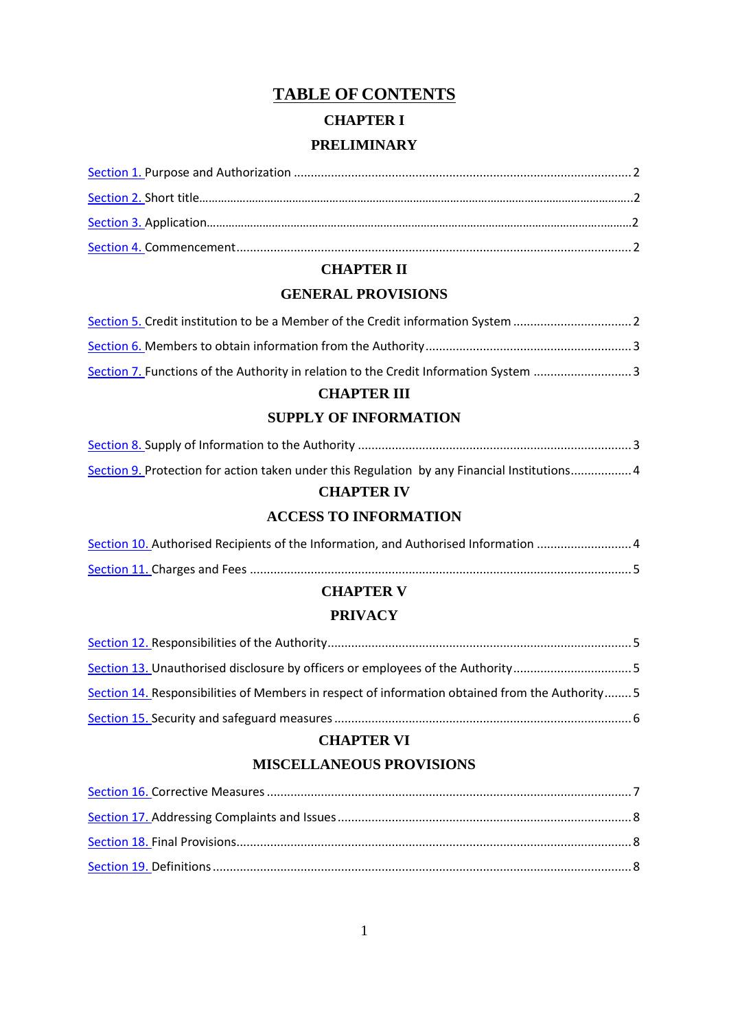# TABLE OF CONTENTS

## CHAPTER I

## PRELIMINARY

Section 1. Purpose and Authorization .......... 2

Section 2. Short title .......... 2

Section 3. Application .......... 2

Section 4. Commencement .......... 2

## CHAPTER II

## GENERAL PROVISIONS

Section 5. Credit institution to be a Member of the Credit information System .......... 2

Section 6. Members to obtain information from the Authority .......... 3

Section 7. Functions of the Authority in relation to the Credit Information System .......... 3

## CHAPTER III

## SUPPLY OF INFORMATION

Section 8. Supply of Information to the Authority .......... 3

Section 9. Protection for action taken under this Regulation by any Financial Institutions .......... 4

## CHAPTER IV

## ACCESS TO INFORMATION

Section 10. Authorised Recipients of the Information, and Authorised Information .......... 4

Section 11. Charges and Fees .......... 5

## CHAPTER V

## PRIVACY

Section 12. Responsibilities of the Authority .......... 5

Section 13. Unauthorised disclosure by officers or employees of the Authority .......... 5

Section 14. Responsibilities of Members in respect of information obtained from the Authority .......... 5

Section 15. Security and safeguard measures .......... 6

## CHAPTER VI

## MISCELLANEOUS PROVISIONS

Section 16. Corrective Measures .......... 7

Section 17. Addressing Complaints and Issues .......... 8

Section 18. Final Provisions .......... 8

Section 19. Definitions .......... 8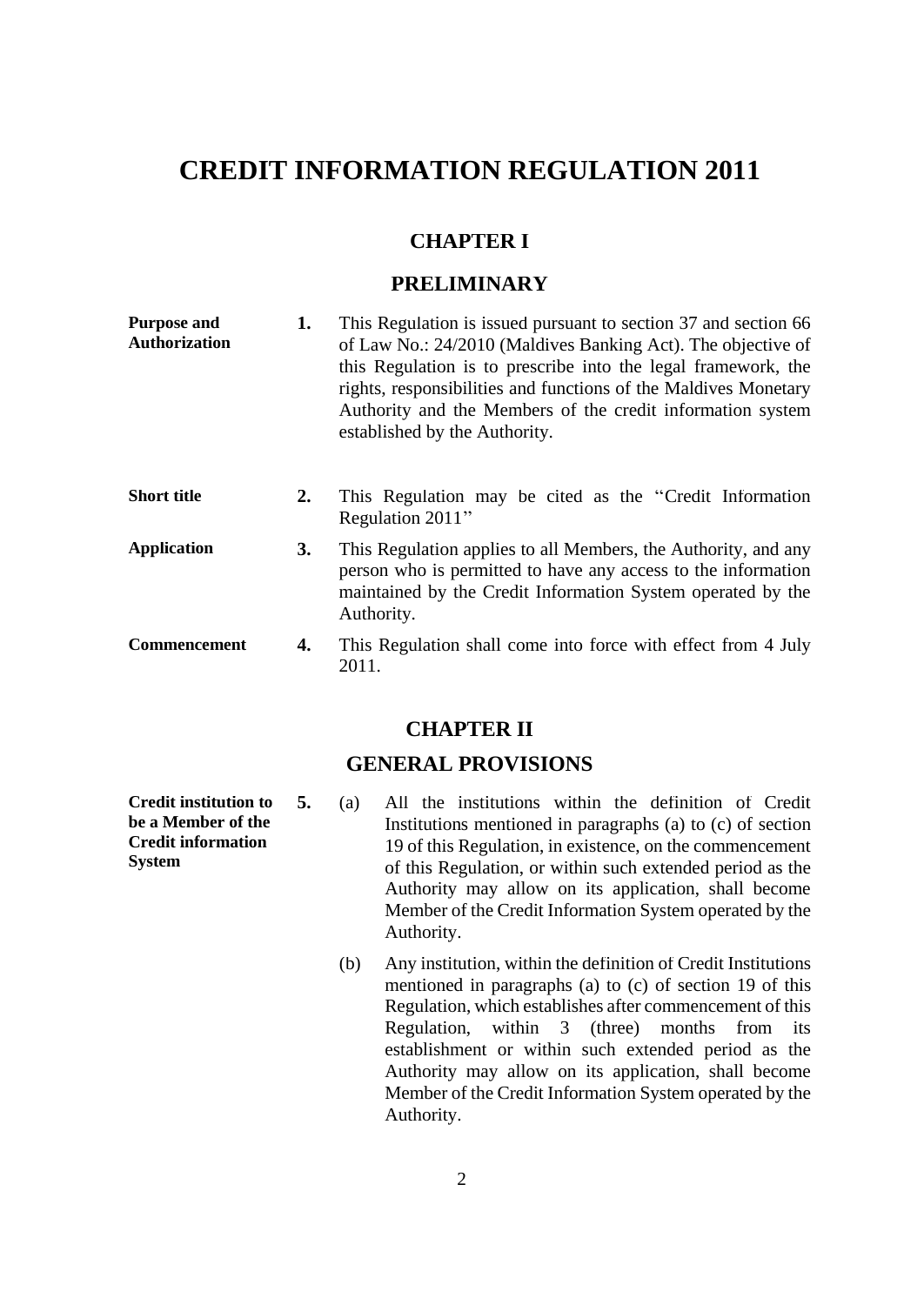# CREDIT INFORMATION REGULATION 2011

## CHAPTER I

## PRELIMINARY

**Purpose and Authorization**

**1.** This Regulation is issued pursuant to section 37 and section 66 of Law No.: 24/2010 (Maldives Banking Act). The objective of this Regulation is to prescribe into the legal framework, the rights, responsibilities and functions of the Maldives Monetary Authority and the Members of the credit information system established by the Authority.

**Short title**

**2.** This Regulation may be cited as the "Credit Information Regulation 2011"

**Application**

**3.** This Regulation applies to all Members, the Authority, and any person who is permitted to have any access to the information maintained by the Credit Information System operated by the Authority.

**Commencement**

**4.** This Regulation shall come into force with effect from 4 July 2011.

## CHAPTER II

## GENERAL PROVISIONS

**Credit institution to be a Member of the Credit information System**

**5.** (a) All the institutions within the definition of Credit Institutions mentioned in paragraphs (a) to (c) of section 19 of this Regulation, in existence, on the commencement of this Regulation, or within such extended period as the Authority may allow on its application, shall become Member of the Credit Information System operated by the Authority.

(b) Any institution, within the definition of Credit Institutions mentioned in paragraphs (a) to (c) of section 19 of this Regulation, which establishes after commencement of this Regulation, within 3 (three) months from its establishment or within such extended period as the Authority may allow on its application, shall become Member of the Credit Information System operated by the Authority.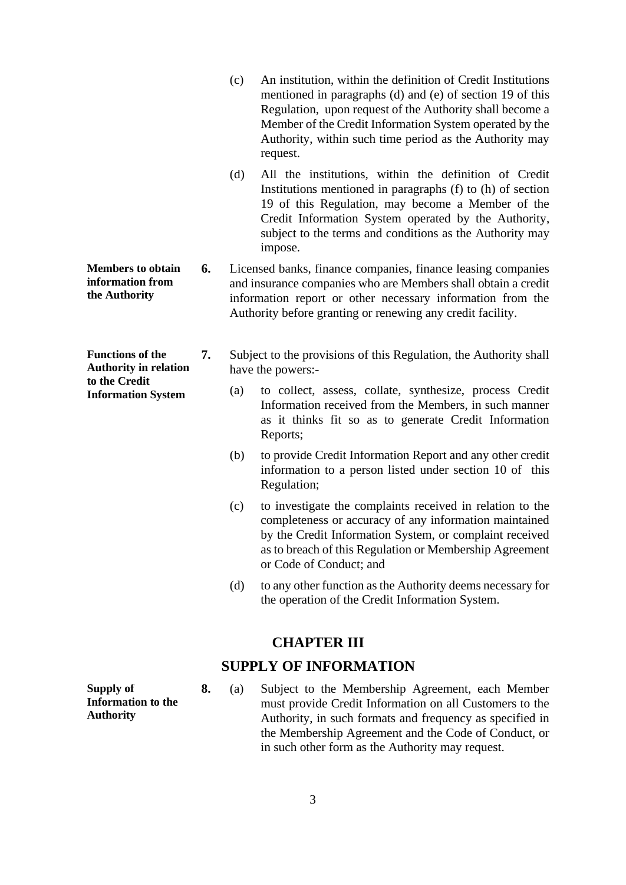(c) An institution, within the definition of Credit Institutions mentioned in paragraphs (d) and (e) of section 19 of this Regulation, upon request of the Authority shall become a Member of the Credit Information System operated by the Authority, within such time period as the Authority may request.

(d) All the institutions, within the definition of Credit Institutions mentioned in paragraphs (f) to (h) of section 19 of this Regulation, may become a Member of the Credit Information System operated by the Authority, subject to the terms and conditions as the Authority may impose.

**Members to obtain information from the Authority**

**6.** Licensed banks, finance companies, finance leasing companies and insurance companies who are Members shall obtain a credit information report or other necessary information from the Authority before granting or renewing any credit facility.

**Functions of the Authority in relation to the Credit Information System**

**7.** Subject to the provisions of this Regulation, the Authority shall have the powers:-

(a) to collect, assess, collate, synthesize, process Credit Information received from the Members, in such manner as it thinks fit so as to generate Credit Information Reports;

(b) to provide Credit Information Report and any other credit information to a person listed under section 10 of this Regulation;

(c) to investigate the complaints received in relation to the completeness or accuracy of any information maintained by the Credit Information System, or complaint received as to breach of this Regulation or Membership Agreement or Code of Conduct; and

(d) to any other function as the Authority deems necessary for the operation of the Credit Information System.

## CHAPTER III

## SUPPLY OF INFORMATION

**Supply of Information to the Authority**

**8.** (a) Subject to the Membership Agreement, each Member must provide Credit Information on all Customers to the Authority, in such formats and frequency as specified in the Membership Agreement and the Code of Conduct, or in such other form as the Authority may request.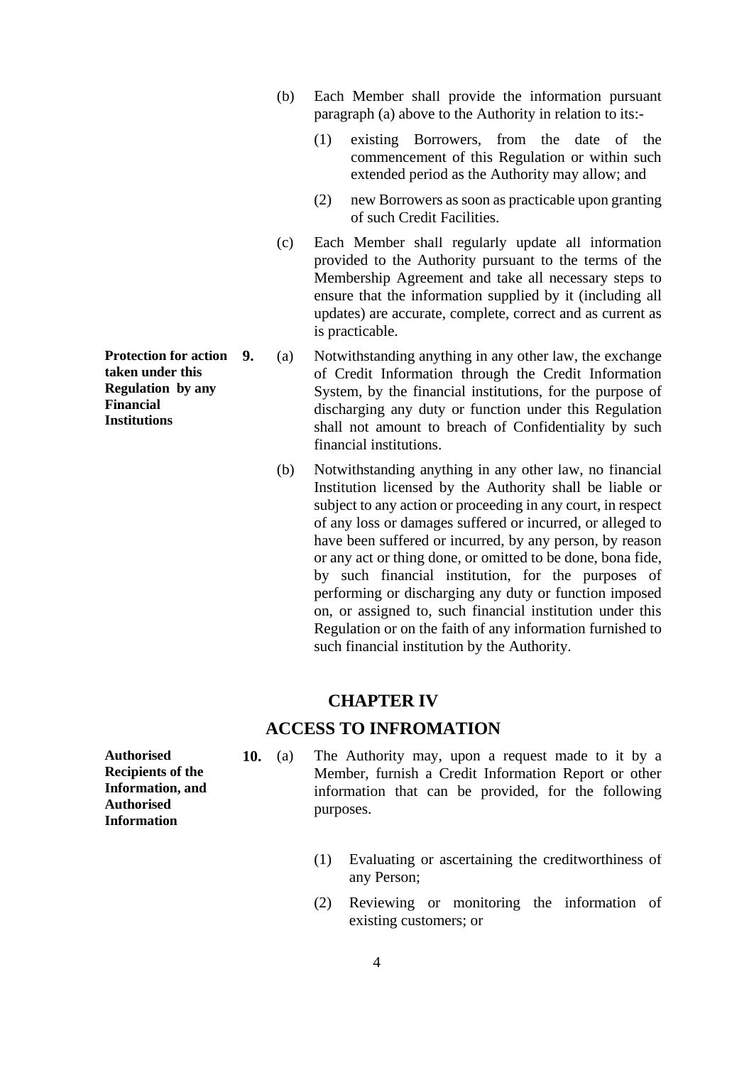(b) Each Member shall provide the information pursuant paragraph (a) above to the Authority in relation to its:-

(1) existing Borrowers, from the date of the commencement of this Regulation or within such extended period as the Authority may allow; and

(2) new Borrowers as soon as practicable upon granting of such Credit Facilities.

(c) Each Member shall regularly update all information provided to the Authority pursuant to the terms of the Membership Agreement and take all necessary steps to ensure that the information supplied by it (including all updates) are accurate, complete, correct and as current as is practicable.

**Protection for action taken under this Regulation by any Financial Institutions**

**9.** (a) Notwithstanding anything in any other law, the exchange of Credit Information through the Credit Information System, by the financial institutions, for the purpose of discharging any duty or function under this Regulation shall not amount to breach of Confidentiality by such financial institutions.

(b) Notwithstanding anything in any other law, no financial Institution licensed by the Authority shall be liable or subject to any action or proceeding in any court, in respect of any loss or damages suffered or incurred, or alleged to have been suffered or incurred, by any person, by reason or any act or thing done, or omitted to be done, bona fide, by such financial institution, for the purposes of performing or discharging any duty or function imposed on, or assigned to, such financial institution under this Regulation or on the faith of any information furnished to such financial institution by the Authority.

## CHAPTER IV

## ACCESS TO INFROMATION

**Authorised Recipients of the Information, and Authorised Information**

**10.** (a) The Authority may, upon a request made to it by a Member, furnish a Credit Information Report or other information that can be provided, for the following purposes.

(1) Evaluating or ascertaining the creditworthiness of any Person;

(2) Reviewing or monitoring the information of existing customers; or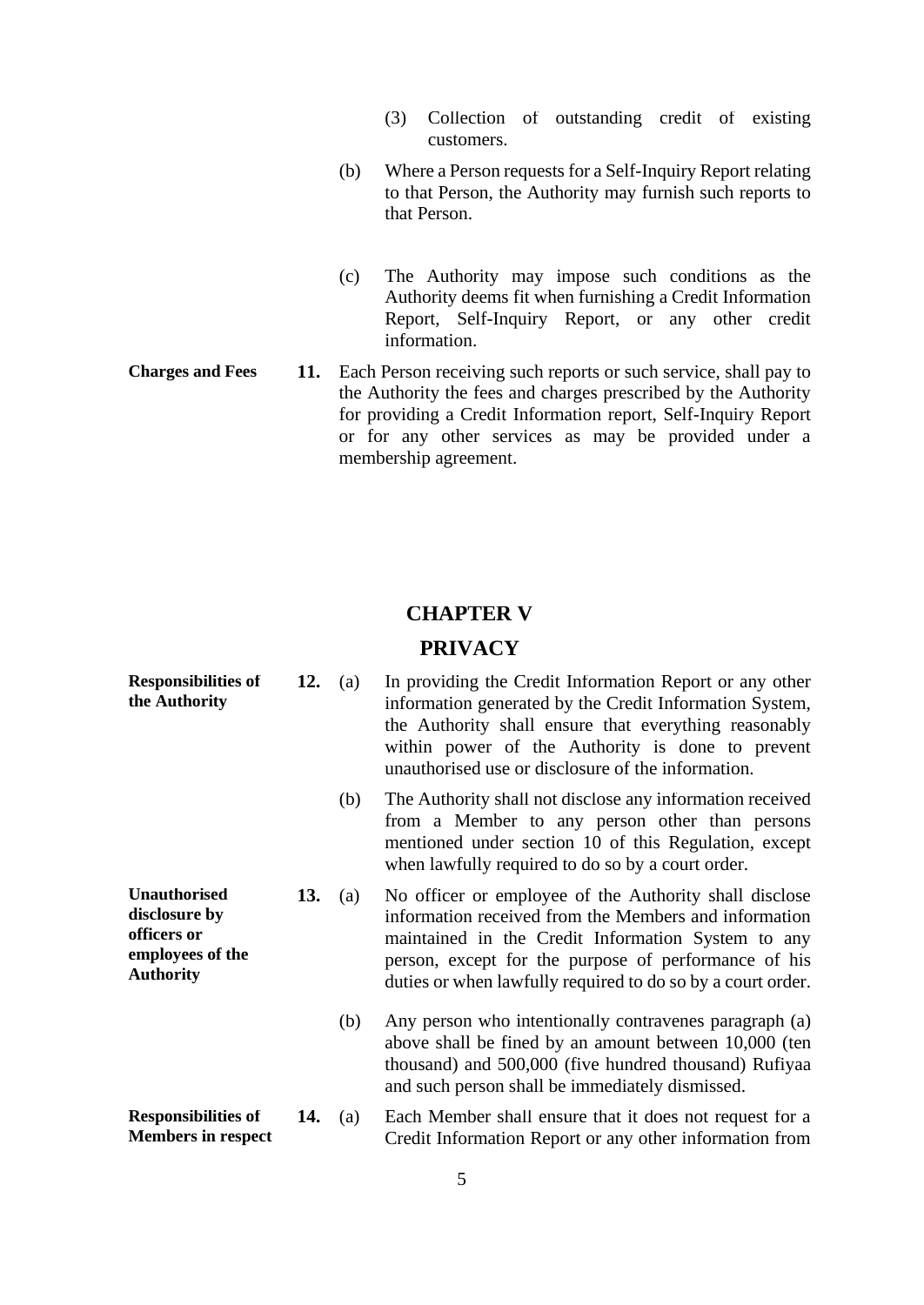(3) Collection of outstanding credit of existing customers.

(b) Where a Person requests for a Self-Inquiry Report relating to that Person, the Authority may furnish such reports to that Person.

(c) The Authority may impose such conditions as the Authority deems fit when furnishing a Credit Information Report, Self-Inquiry Report, or any other credit information.

**Charges and Fees**

**11.** Each Person receiving such reports or such service, shall pay to the Authority the fees and charges prescribed by the Authority for providing a Credit Information report, Self-Inquiry Report or for any other services as may be provided under a membership agreement.

## CHAPTER V

## PRIVACY

**Responsibilities of the Authority**

**12.** (a) In providing the Credit Information Report or any other information generated by the Credit Information System, the Authority shall ensure that everything reasonably within power of the Authority is done to prevent unauthorised use or disclosure of the information.

(b) The Authority shall not disclose any information received from a Member to any person other than persons mentioned under section 10 of this Regulation, except when lawfully required to do so by a court order.

**Unauthorised disclosure by officers or employees of the Authority**

**13.** (a) No officer or employee of the Authority shall disclose information received from the Members and information maintained in the Credit Information System to any person, except for the purpose of performance of his duties or when lawfully required to do so by a court order.

(b) Any person who intentionally contravenes paragraph (a) above shall be fined by an amount between 10,000 (ten thousand) and 500,000 (five hundred thousand) Rufiyaa and such person shall be immediately dismissed.

**Responsibilities of Members in respect**

**14.** (a) Each Member shall ensure that it does not request for a Credit Information Report or any other information from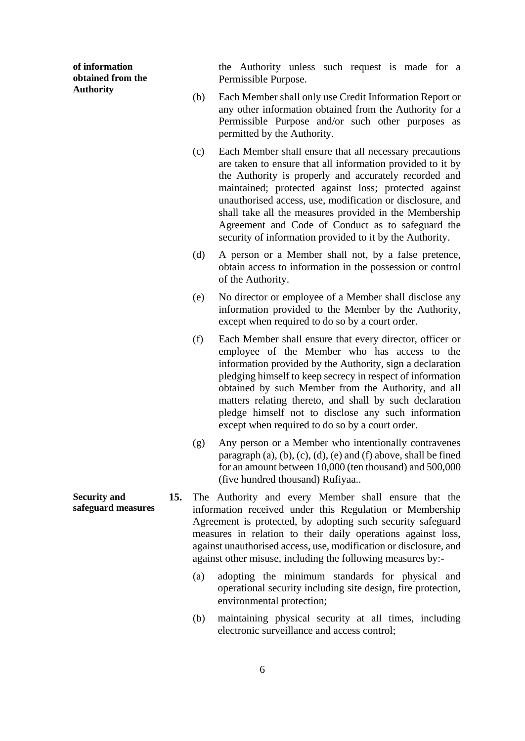**of information obtained from the Authority**

the Authority unless such request is made for a Permissible Purpose.

(b) Each Member shall only use Credit Information Report or any other information obtained from the Authority for a Permissible Purpose and/or such other purposes as permitted by the Authority.

(c) Each Member shall ensure that all necessary precautions are taken to ensure that all information provided to it by the Authority is properly and accurately recorded and maintained; protected against loss; protected against unauthorised access, use, modification or disclosure, and shall take all the measures provided in the Membership Agreement and Code of Conduct as to safeguard the security of information provided to it by the Authority.

(d) A person or a Member shall not, by a false pretence, obtain access to information in the possession or control of the Authority.

(e) No director or employee of a Member shall disclose any information provided to the Member by the Authority, except when required to do so by a court order.

(f) Each Member shall ensure that every director, officer or employee of the Member who has access to the information provided by the Authority, sign a declaration pledging himself to keep secrecy in respect of information obtained by such Member from the Authority, and all matters relating thereto, and shall by such declaration pledge himself not to disclose any such information except when required to do so by a court order.

(g) Any person or a Member who intentionally contravenes paragraph (a), (b), (c), (d), (e) and (f) above, shall be fined for an amount between 10,000 (ten thousand) and 500,000 (five hundred thousand) Rufiyaa..

**Security and safeguard measures**

**15.** The Authority and every Member shall ensure that the information received under this Regulation or Membership Agreement is protected, by adopting such security safeguard measures in relation to their daily operations against loss, against unauthorised access, use, modification or disclosure, and against other misuse, including the following measures by:-

(a) adopting the minimum standards for physical and operational security including site design, fire protection, environmental protection;

(b) maintaining physical security at all times, including electronic surveillance and access control;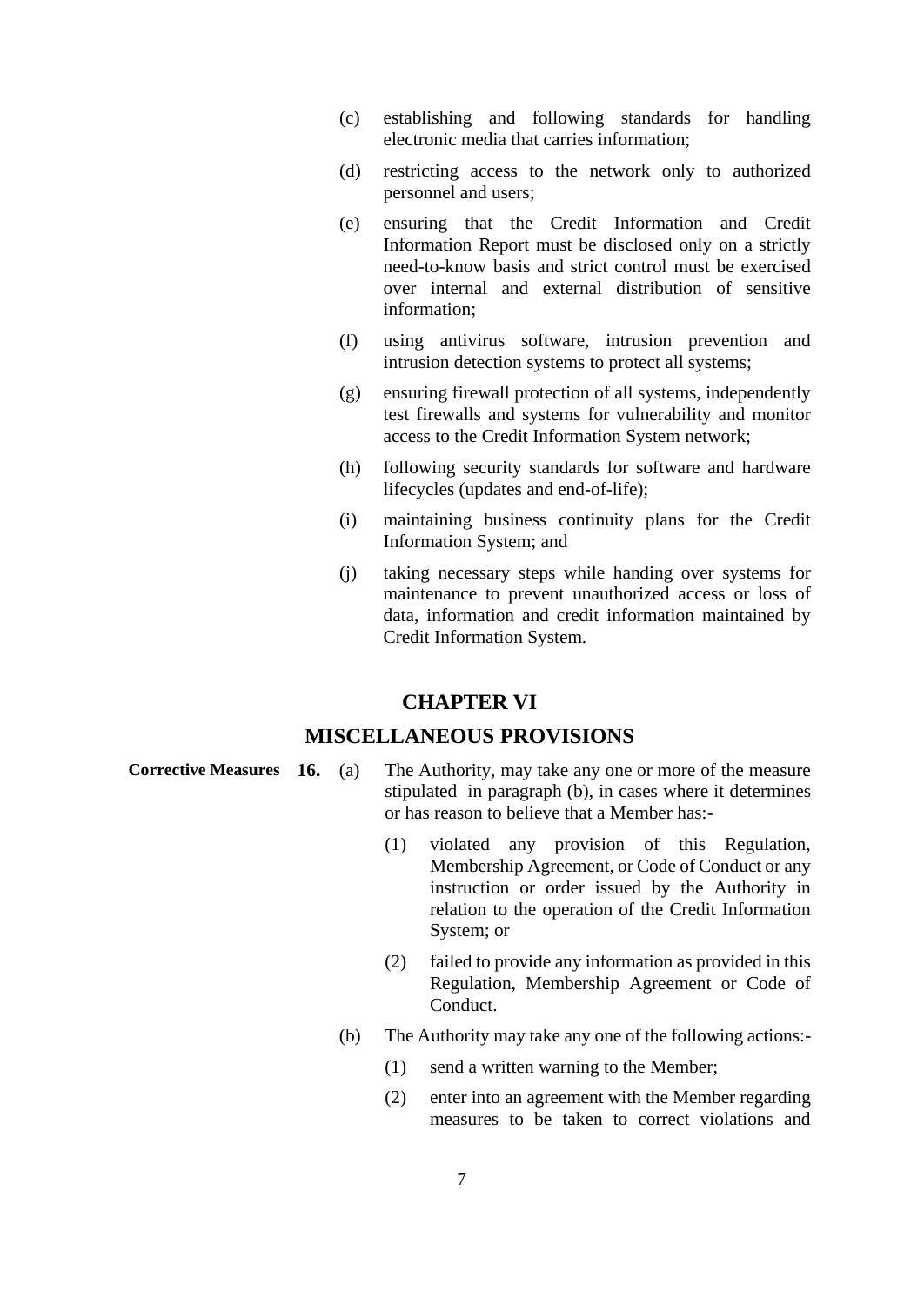(c) establishing and following standards for handling electronic media that carries information;

(d) restricting access to the network only to authorized personnel and users;

(e) ensuring that the Credit Information and Credit Information Report must be disclosed only on a strictly need-to-know basis and strict control must be exercised over internal and external distribution of sensitive information;

(f) using antivirus software, intrusion prevention and intrusion detection systems to protect all systems;

(g) ensuring firewall protection of all systems, independently test firewalls and systems for vulnerability and monitor access to the Credit Information System network;

(h) following security standards for software and hardware lifecycles (updates and end-of-life);

(i) maintaining business continuity plans for the Credit Information System; and

(j) taking necessary steps while handing over systems for maintenance to prevent unauthorized access or loss of data, information and credit information maintained by Credit Information System.

## CHAPTER VI

## MISCELLANEOUS PROVISIONS

**Corrective Measures** **16.** (a) The Authority, may take any one or more of the measure stipulated in paragraph (b), in cases where it determines or has reason to believe that a Member has:-

(1) violated any provision of this Regulation, Membership Agreement, or Code of Conduct or any instruction or order issued by the Authority in relation to the operation of the Credit Information System; or

(2) failed to provide any information as provided in this Regulation, Membership Agreement or Code of Conduct.

(b) The Authority may take any one of the following actions:-

(1) send a written warning to the Member;

(2) enter into an agreement with the Member regarding measures to be taken to correct violations and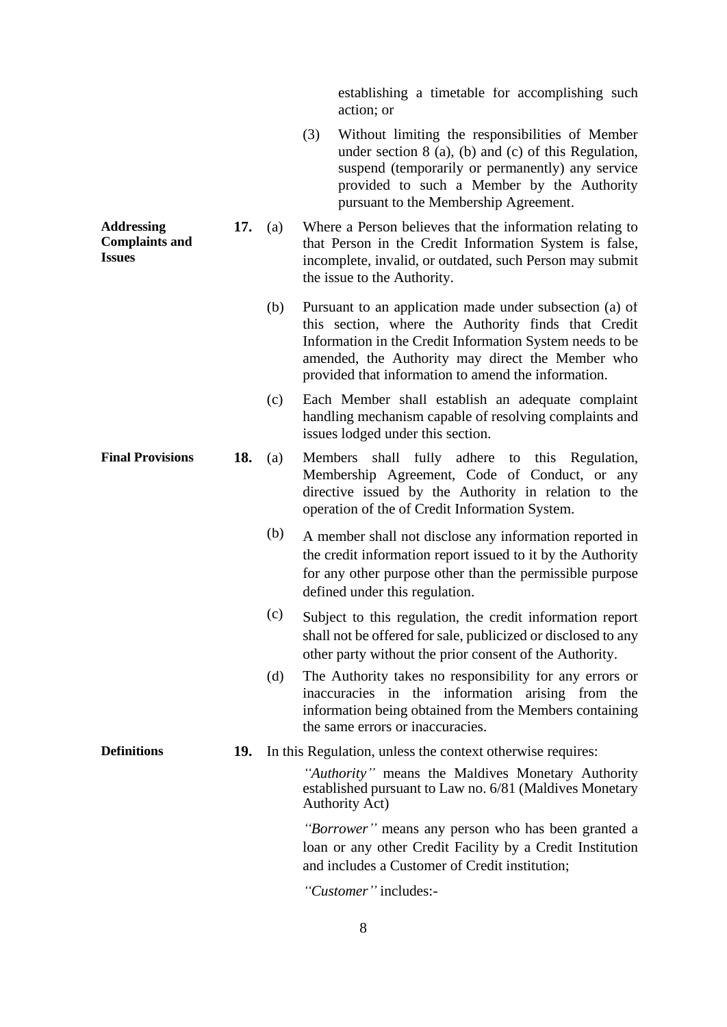establishing a timetable for accomplishing such action; or

(3) Without limiting the responsibilities of Member under section 8 (a), (b) and (c) of this Regulation, suspend (temporarily or permanently) any service provided to such a Member by the Authority pursuant to the Membership Agreement.

**Addressing Complaints and Issues**

**17.** (a) Where a Person believes that the information relating to that Person in the Credit Information System is false, incomplete, invalid, or outdated, such Person may submit the issue to the Authority.

(b) Pursuant to an application made under subsection (a) of this section, where the Authority finds that Credit Information in the Credit Information System needs to be amended, the Authority may direct the Member who provided that information to amend the information.

(c) Each Member shall establish an adequate complaint handling mechanism capable of resolving complaints and issues lodged under this section.

**Final Provisions**

**18.** (a) Members shall fully adhere to this Regulation, Membership Agreement, Code of Conduct, or any directive issued by the Authority in relation to the operation of the of Credit Information System.

(b) A member shall not disclose any information reported in the credit information report issued to it by the Authority for any other purpose other than the permissible purpose defined under this regulation.

(c) Subject to this regulation, the credit information report shall not be offered for sale, publicized or disclosed to any other party without the prior consent of the Authority.

(d) The Authority takes no responsibility for any errors or inaccuracies in the information arising from the information being obtained from the Members containing the same errors or inaccuracies.

**Definitions**

**19.** In this Regulation, unless the context otherwise requires:

*"Authority"* means the Maldives Monetary Authority established pursuant to Law no. 6/81 (Maldives Monetary Authority Act)

*"Borrower"* means any person who has been granted a loan or any other Credit Facility by a Credit Institution and includes a Customer of Credit institution;

*"Customer"* includes:-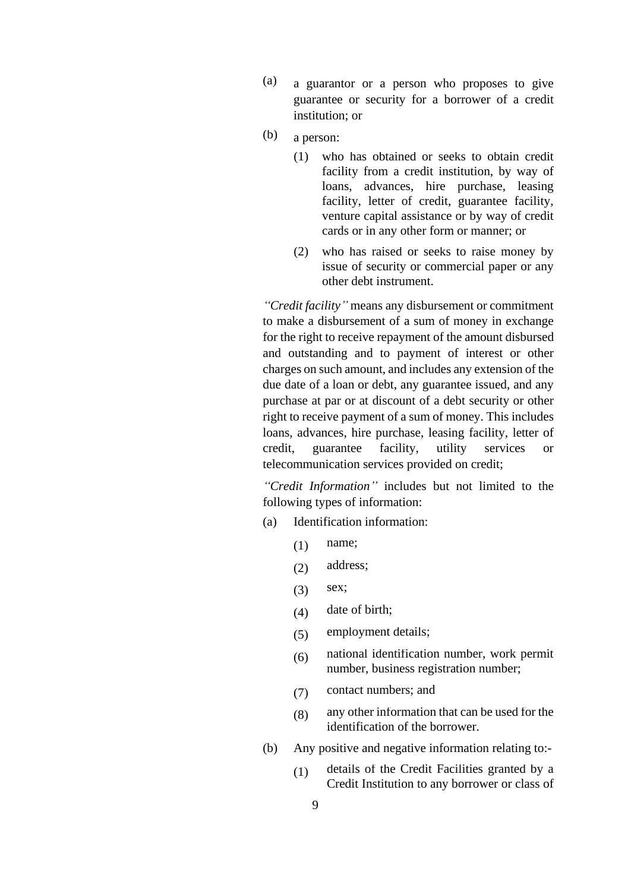(a) a guarantor or a person who proposes to give guarantee or security for a borrower of a credit institution; or

(b) a person:

   (1) who has obtained or seeks to obtain credit facility from a credit institution, by way of loans, advances, hire purchase, leasing facility, letter of credit, guarantee facility, venture capital assistance or by way of credit cards or in any other form or manner; or

   (2) who has raised or seeks to raise money by issue of security or commercial paper or any other debt instrument.

*"Credit facility"* means any disbursement or commitment to make a disbursement of a sum of money in exchange for the right to receive repayment of the amount disbursed and outstanding and to payment of interest or other charges on such amount, and includes any extension of the due date of a loan or debt, any guarantee issued, and any purchase at par or at discount of a debt security or other right to receive payment of a sum of money. This includes loans, advances, hire purchase, leasing facility, letter of credit, guarantee facility, utility services or telecommunication services provided on credit;

*"Credit Information"* includes but not limited to the following types of information:

(a) Identification information:

   (1) name;

   (2) address;

   (3) sex;

   (4) date of birth;

   (5) employment details;

   (6) national identification number, work permit number, business registration number;

   (7) contact numbers; and

   (8) any other information that can be used for the identification of the borrower.

(b) Any positive and negative information relating to:-

   (1) details of the Credit Facilities granted by a Credit Institution to any borrower or class of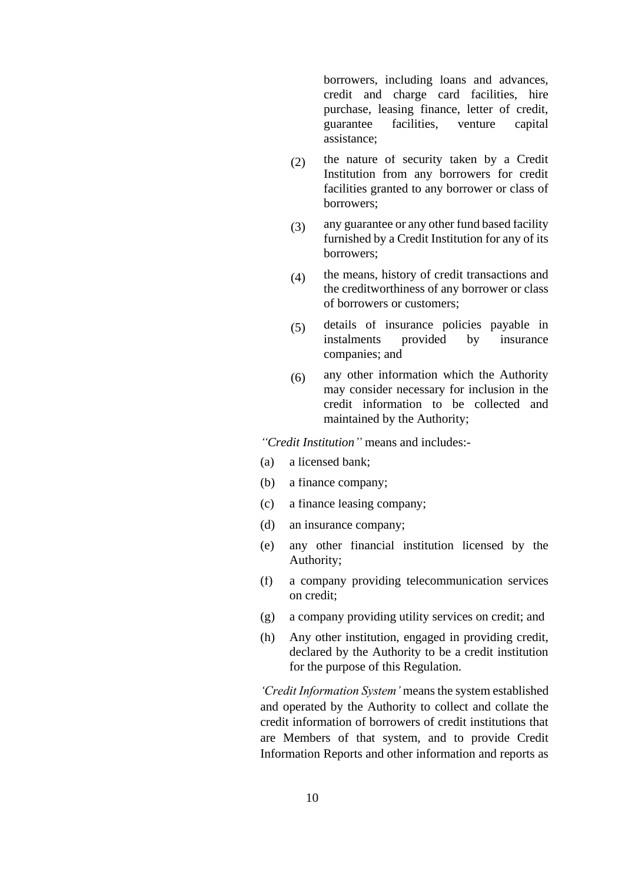borrowers, including loans and advances, credit and charge card facilities, hire purchase, leasing finance, letter of credit, guarantee facilities, venture capital assistance;

(2) the nature of security taken by a Credit Institution from any borrowers for credit facilities granted to any borrower or class of borrowers;

(3) any guarantee or any other fund based facility furnished by a Credit Institution for any of its borrowers;

(4) the means, history of credit transactions and the creditworthiness of any borrower or class of borrowers or customers;

(5) details of insurance policies payable in instalments provided by insurance companies; and

(6) any other information which the Authority may consider necessary for inclusion in the credit information to be collected and maintained by the Authority;

*"Credit Institution"* means and includes:-

(a) a licensed bank;

(b) a finance company;

(c) a finance leasing company;

(d) an insurance company;

(e) any other financial institution licensed by the Authority;

(f) a company providing telecommunication services on credit;

(g) a company providing utility services on credit; and

(h) Any other institution, engaged in providing credit, declared by the Authority to be a credit institution for the purpose of this Regulation.

*'Credit Information System'* means the system established and operated by the Authority to collect and collate the credit information of borrowers of credit institutions that are Members of that system, and to provide Credit Information Reports and other information and reports as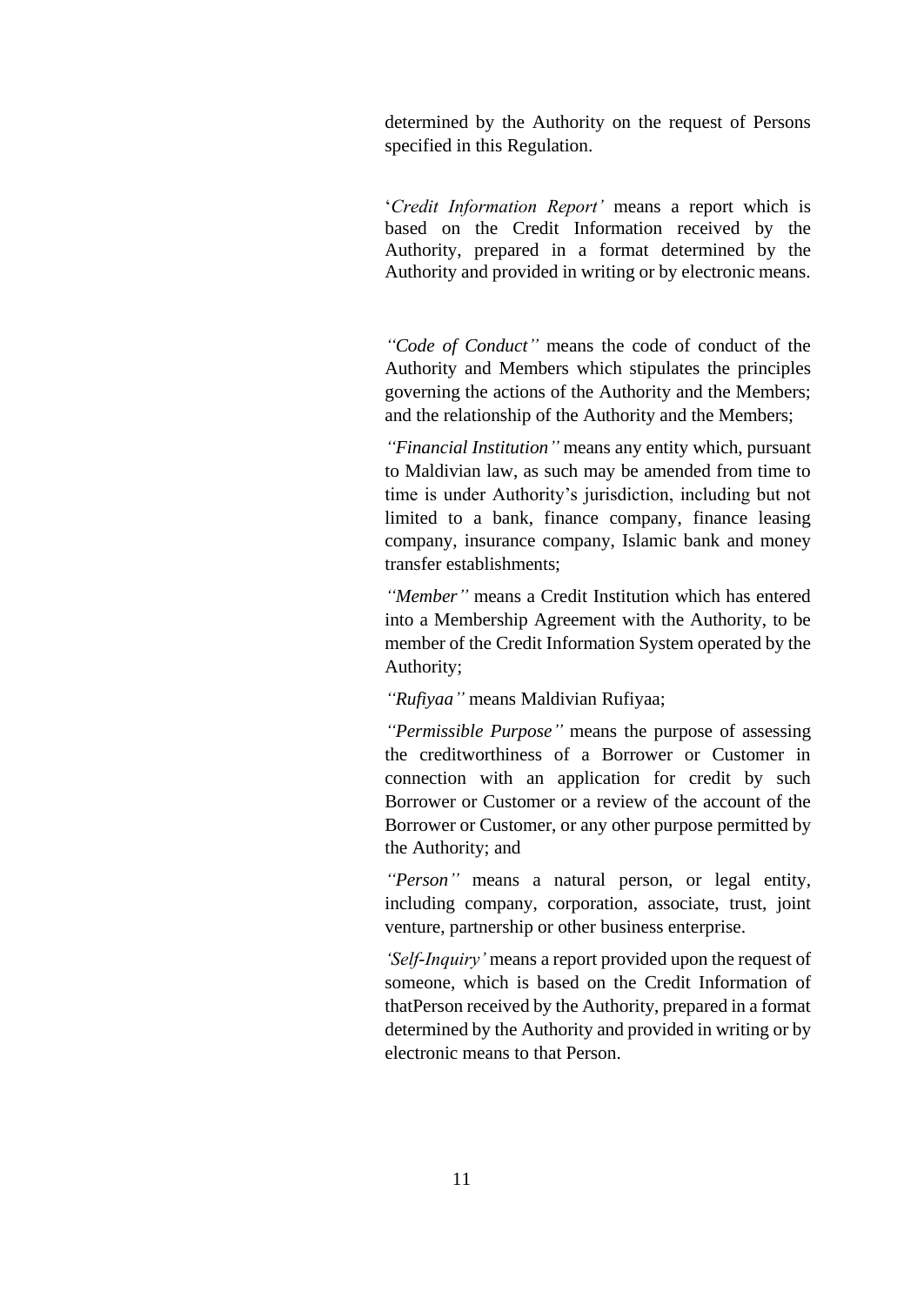determined by the Authority on the request of Persons specified in this Regulation.

'*Credit Information Report'* means a report which is based on the Credit Information received by the Authority, prepared in a format determined by the Authority and provided in writing or by electronic means.

*"Code of Conduct"* means the code of conduct of the Authority and Members which stipulates the principles governing the actions of the Authority and the Members; and the relationship of the Authority and the Members;

*"Financial Institution"* means any entity which, pursuant to Maldivian law, as such may be amended from time to time is under Authority's jurisdiction, including but not limited to a bank, finance company, finance leasing company, insurance company, Islamic bank and money transfer establishments;

*"Member"* means a Credit Institution which has entered into a Membership Agreement with the Authority, to be member of the Credit Information System operated by the Authority;

*"Rufiyaa"* means Maldivian Rufiyaa;

*"Permissible Purpose"* means the purpose of assessing the creditworthiness of a Borrower or Customer in connection with an application for credit by such Borrower or Customer or a review of the account of the Borrower or Customer, or any other purpose permitted by the Authority; and

*"Person"* means a natural person, or legal entity, including company, corporation, associate, trust, joint venture, partnership or other business enterprise.

*'Self-Inquiry'* means a report provided upon the request of someone, which is based on the Credit Information of thatPerson received by the Authority, prepared in a format determined by the Authority and provided in writing or by electronic means to that Person.